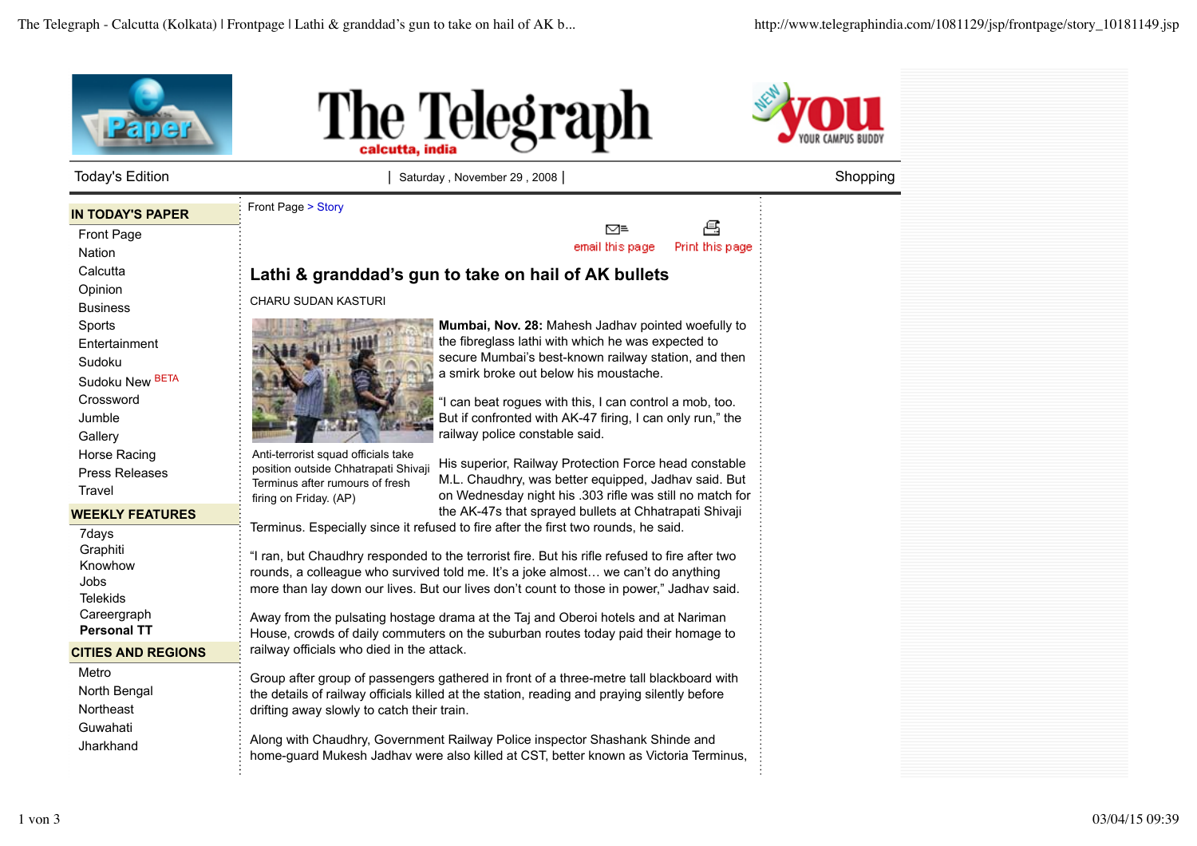Today's Edition | Saturday , November 29 , 2008 | Shopping

**IN TODAY'S PAPER**

- Front Page
- Nation
- Calcutta
- Opinion
- Business
- Sports
- Entertainment
- Sudoku
- Sudoku New BETA
- Crossword
- Jumble
- Gallery
- Horse Racing
- Press Releases
- Travel

**WEEKLY FEATURES**

- 7days
- Graphiti
- Knowhow
- Jobs
- Telekids
- Careergraph
- **Personal TT**

**CITIES AND REGIONS**

- Metro
- North Bengal
- Northeast
- Guwahati
- Jharkhand

Front Page > Story

email this page | Print this page

# Lathi & granddad's gun to take on hail of AK bullets

CHARU SUDAN KASTURI

Anti-terrorist squad officials take position outside Chhatrapati Shivaji Terminus after rumours of fresh firing on Friday. (AP)

**Mumbai, Nov. 28:** Mahesh Jadhav pointed woefully to the fibreglass lathi with which he was expected to secure Mumbai's best-known railway station, and then a smirk broke out below his moustache.

"I can beat rogues with this, I can control a mob, too. But if confronted with AK-47 firing, I can only run," the railway police constable said.

His superior, Railway Protection Force head constable M.L. Chaudhry, was better equipped, Jadhav said. But on Wednesday night his .303 rifle was still no match for the AK-47s that sprayed bullets at Chhatrapati Shivaji Terminus. Especially since it refused to fire after the first two rounds, he said.

"I ran, but Chaudhry responded to the terrorist fire. But his rifle refused to fire after two rounds, a colleague who survived told me. It's a joke almost… we can't do anything more than lay down our lives. But our lives don't count to those in power," Jadhav said.

Away from the pulsating hostage drama at the Taj and Oberoi hotels and at Nariman House, crowds of daily commuters on the suburban routes today paid their homage to railway officials who died in the attack.

Group after group of passengers gathered in front of a three-metre tall blackboard with the details of railway officials killed at the station, reading and praying silently before drifting away slowly to catch their train.

Along with Chaudhry, Government Railway Police inspector Shashank Shinde and home-guard Mukesh Jadhav were also killed at CST, better known as Victoria Terminus,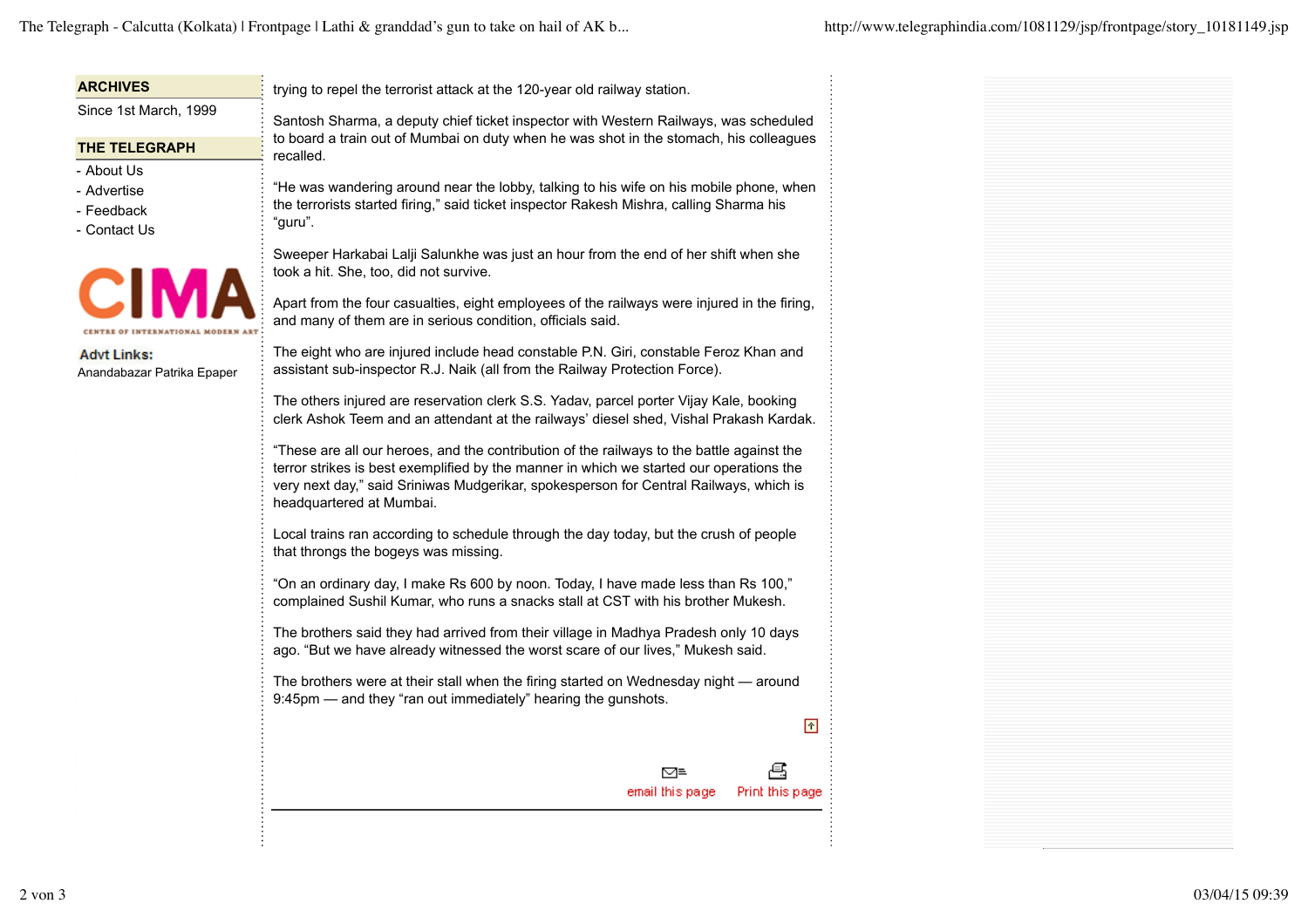ARCHIVES

Since 1st March, 1999

THE TELEGRAPH

- About Us
- Advertise
- Feedback
- Contact Us

Advt Links:
Anandabazar Patrika Epaper

trying to repel the terrorist attack at the 120-year old railway station.

Santosh Sharma, a deputy chief ticket inspector with Western Railways, was scheduled to board a train out of Mumbai on duty when he was shot in the stomach, his colleagues recalled.

“He was wandering around near the lobby, talking to his wife on his mobile phone, when the terrorists started firing,” said ticket inspector Rakesh Mishra, calling Sharma his “guru”.

Sweeper Harkabai Lalji Salunkhe was just an hour from the end of her shift when she took a hit. She, too, did not survive.

Apart from the four casualties, eight employees of the railways were injured in the firing, and many of them are in serious condition, officials said.

The eight who are injured include head constable P.N. Giri, constable Feroz Khan and assistant sub-inspector R.J. Naik (all from the Railway Protection Force).

The others injured are reservation clerk S.S. Yadav, parcel porter Vijay Kale, booking clerk Ashok Teem and an attendant at the railways’ diesel shed, Vishal Prakash Kardak.

“These are all our heroes, and the contribution of the railways to the battle against the terror strikes is best exemplified by the manner in which we started our operations the very next day,” said Sriniwas Mudgerikar, spokesperson for Central Railways, which is headquartered at Mumbai.

Local trains ran according to schedule through the day today, but the crush of people that throngs the bogeys was missing.

“On an ordinary day, I make Rs 600 by noon. Today, I have made less than Rs 100,” complained Sushil Kumar, who runs a snacks stall at CST with his brother Mukesh.

The brothers said they had arrived from their village in Madhya Pradesh only 10 days ago. “But we have already witnessed the worst scare of our lives,” Mukesh said.

The brothers were at their stall when the firing started on Wednesday night — around 9:45pm — and they “ran out immediately” hearing the gunshots.

email this page Print this page